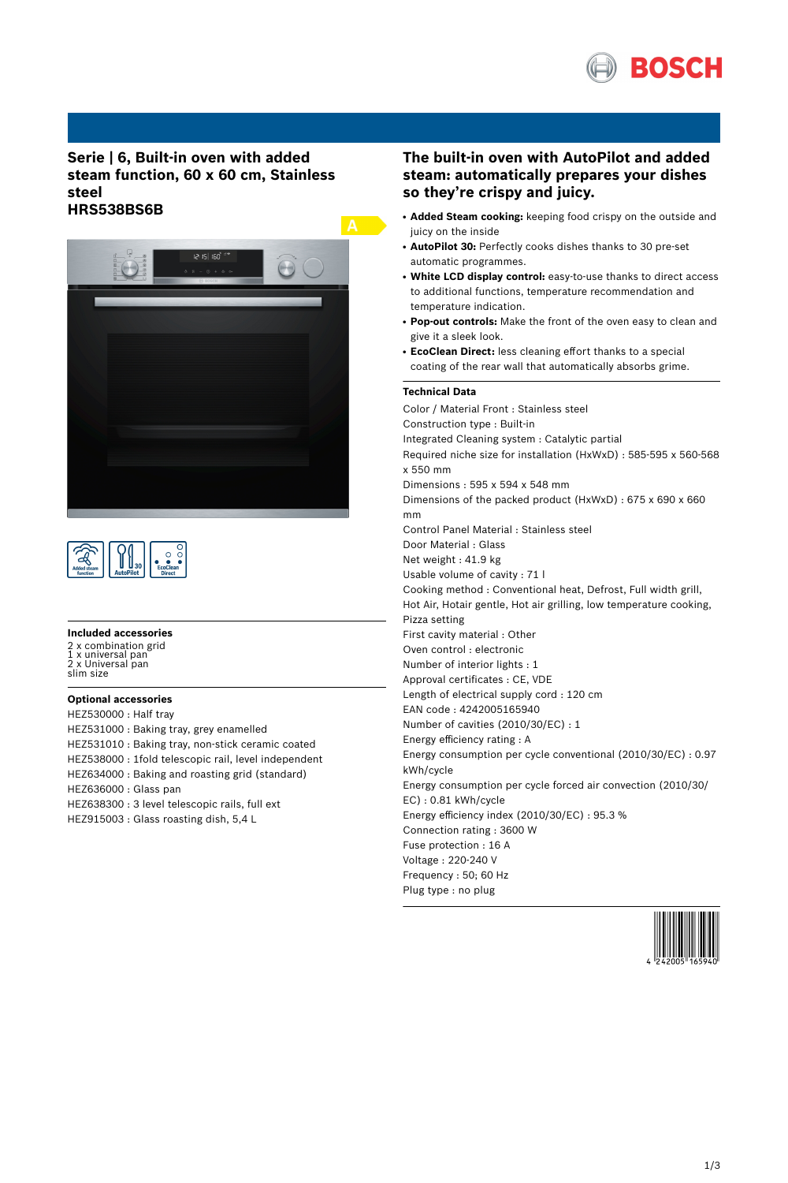BOSCH

## Serie | 6, Built-in oven with added steam function, 60 x 60 cm, Stainless steel
## HRS538BS6B

A

Added steam function · 30 AutoPilot · EcoClean Direct

### Included accessories

2 x combination grid
1 x universal pan
2 x Universal pan
slim size

### Optional accessories

HEZ530000 : Half tray
HEZ531000 : Baking tray, grey enamelled
HEZ531010 : Baking tray, non-stick ceramic coated
HEZ538000 : 1fold telescopic rail, level independent
HEZ634000 : Baking and roasting grid (standard)
HEZ636000 : Glass pan
HEZ638300 : 3 level telescopic rails, full ext
HEZ915003 : Glass roasting dish, 5,4 L

## The built-in oven with AutoPilot and added steam: automatically prepares your dishes so they're crispy and juicy.

- **Added Steam cooking:** keeping food crispy on the outside and juicy on the inside
- **AutoPilot 30:** Perfectly cooks dishes thanks to 30 pre-set automatic programmes.
- **White LCD display control:** easy-to-use thanks to direct access to additional functions, temperature recommendation and temperature indication.
- **Pop-out controls:** Make the front of the oven easy to clean and give it a sleek look.
- **EcoClean Direct:** less cleaning effort thanks to a special coating of the rear wall that automatically absorbs grime.

### Technical Data

Color / Material Front : Stainless steel
Construction type : Built-in
Integrated Cleaning system : Catalytic partial
Required niche size for installation (HxWxD) : 585-595 x 560-568 x 550 mm
Dimensions : 595 x 594 x 548 mm
Dimensions of the packed product (HxWxD) : 675 x 690 x 660 mm
Control Panel Material : Stainless steel
Door Material : Glass
Net weight : 41.9 kg
Usable volume of cavity : 71 l
Cooking method : Conventional heat, Defrost, Full width grill, Hot Air, Hotair gentle, Hot air grilling, low temperature cooking, Pizza setting
First cavity material : Other
Oven control : electronic
Number of interior lights : 1
Approval certificates : CE, VDE
Length of electrical supply cord : 120 cm
EAN code : 4242005165940
Number of cavities (2010/30/EC) : 1
Energy efficiency rating : A
Energy consumption per cycle conventional (2010/30/EC) : 0.97 kWh/cycle
Energy consumption per cycle forced air convection (2010/30/EC) : 0.81 kWh/cycle
Energy efficiency index (2010/30/EC) : 95.3 %
Connection rating : 3600 W
Fuse protection : 16 A
Voltage : 220-240 V
Frequency : 50; 60 Hz
Plug type : no plug

4 242005 165940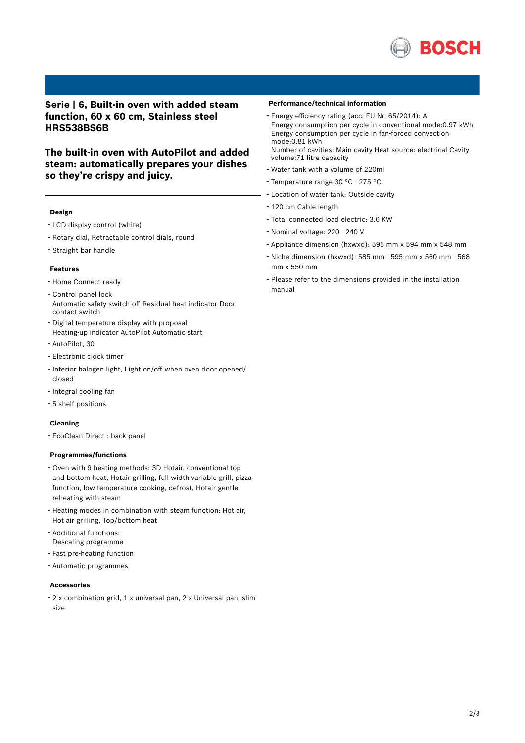## Serie | 6, Built-in oven with added steam function, 60 x 60 cm, Stainless steel HRS538BS6B

## The built-in oven with AutoPilot and added steam: automatically prepares your dishes so they're crispy and juicy.

### Design

- LCD-display control (white)
- Rotary dial, Retractable control dials, round
- Straight bar handle

### Features

- Home Connect ready
- Control panel lock
  Automatic safety switch off Residual heat indicator Door contact switch
- Digital temperature display with proposal
  Heating-up indicator AutoPilot Automatic start
- AutoPilot, 30
- Electronic clock timer
- Interior halogen light, Light on/off when oven door opened/ closed
- Integral cooling fan
- 5 shelf positions

### Cleaning

- EcoClean Direct : back panel

### Programmes/functions

- Oven with 9 heating methods: 3D Hotair, conventional top and bottom heat, Hotair grilling, full width variable grill, pizza function, low temperature cooking, defrost, Hotair gentle, reheating with steam
- Heating modes in combination with steam function: Hot air, Hot air grilling, Top/bottom heat
- Additional functions:
  Descaling programme
- Fast pre-heating function
- Automatic programmes

### Accessories

- 2 x combination grid, 1 x universal pan, 2 x Universal pan, slim size

### Performance/technical information

- Energy efficiency rating (acc. EU Nr. 65/2014): A
  Energy consumption per cycle in conventional mode:0.97 kWh
  Energy consumption per cycle in fan-forced convection mode:0.81 kWh
  Number of cavities: Main cavity Heat source: electrical Cavity volume:71 litre capacity
- Water tank with a volume of 220ml
- Temperature range 30 °C - 275 °C
- Location of water tank: Outside cavity
- 120 cm Cable length
- Total connected load electric: 3.6 KW
- Nominal voltage: 220 - 240 V
- Appliance dimension (hxwxd): 595 mm x 594 mm x 548 mm
- Niche dimension (hxwxd): 585 mm - 595 mm x 560 mm - 568 mm x 550 mm
- Please refer to the dimensions provided in the installation manual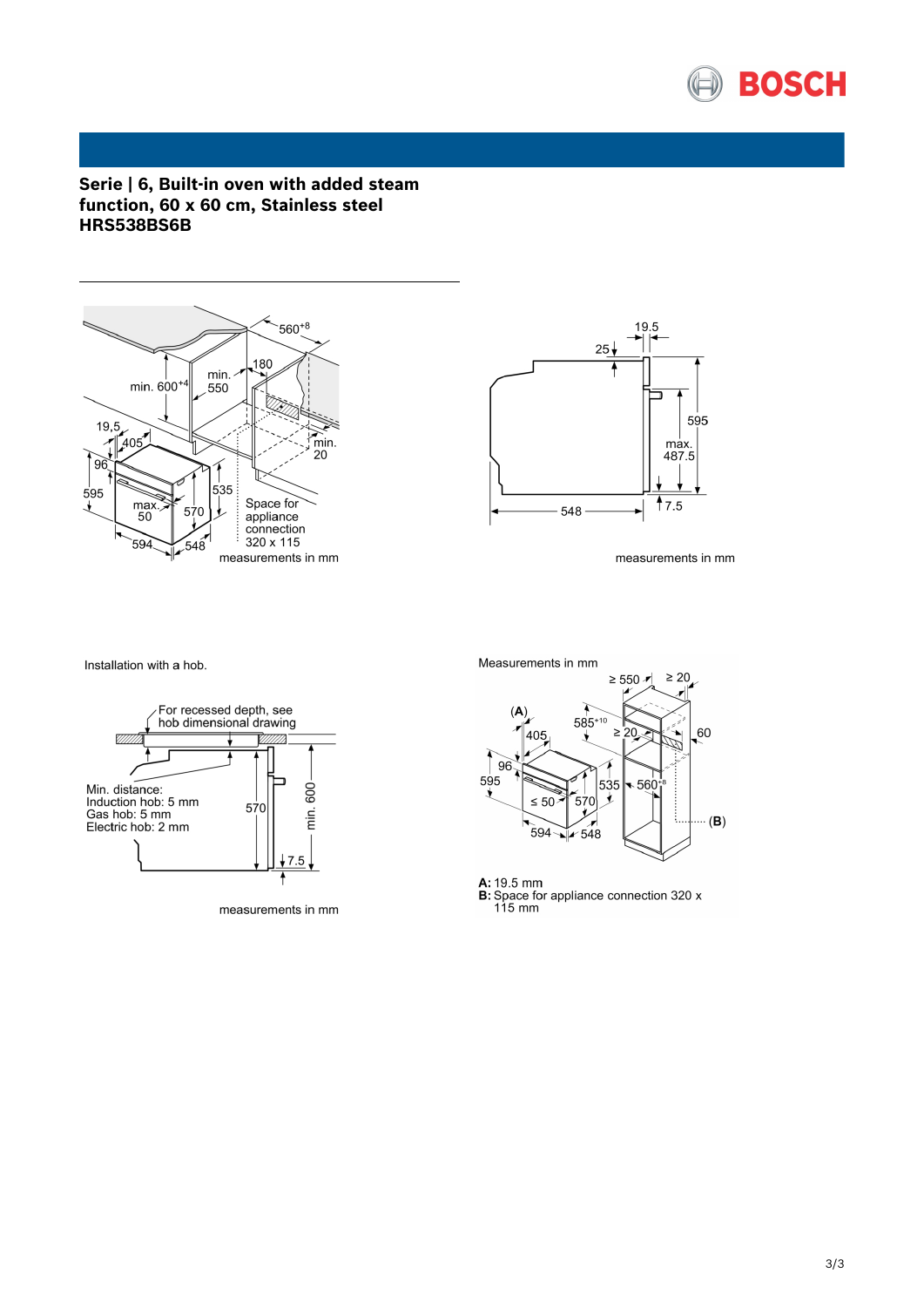# Serie | 6, Built-in oven with added steam function, 60 x 60 cm, Stainless steel HRS538BS6B

560+8
min. 600+4
min. 550
180
19,5
405
96
595
max. 50
570
535
min. 20
594
548
Space for appliance connection 320 x 115
measurements in mm

19.5
25
595
max. 487.5
7.5
548
measurements in mm

Installation with a hob.

For recessed depth, see hob dimensional drawing

Min. distance:
Induction hob: 5 mm
Gas hob: 5 mm
Electric hob: 2 mm

570
min. 600
7.5
measurements in mm

Measurements in mm

≥ 550
≥ 20
(A)
405
585+10
≥ 20
60
96
595
535
560+8
≤ 50
570
(B)
594
548

**A:** 19.5 mm
**B:** Space for appliance connection 320 x 115 mm